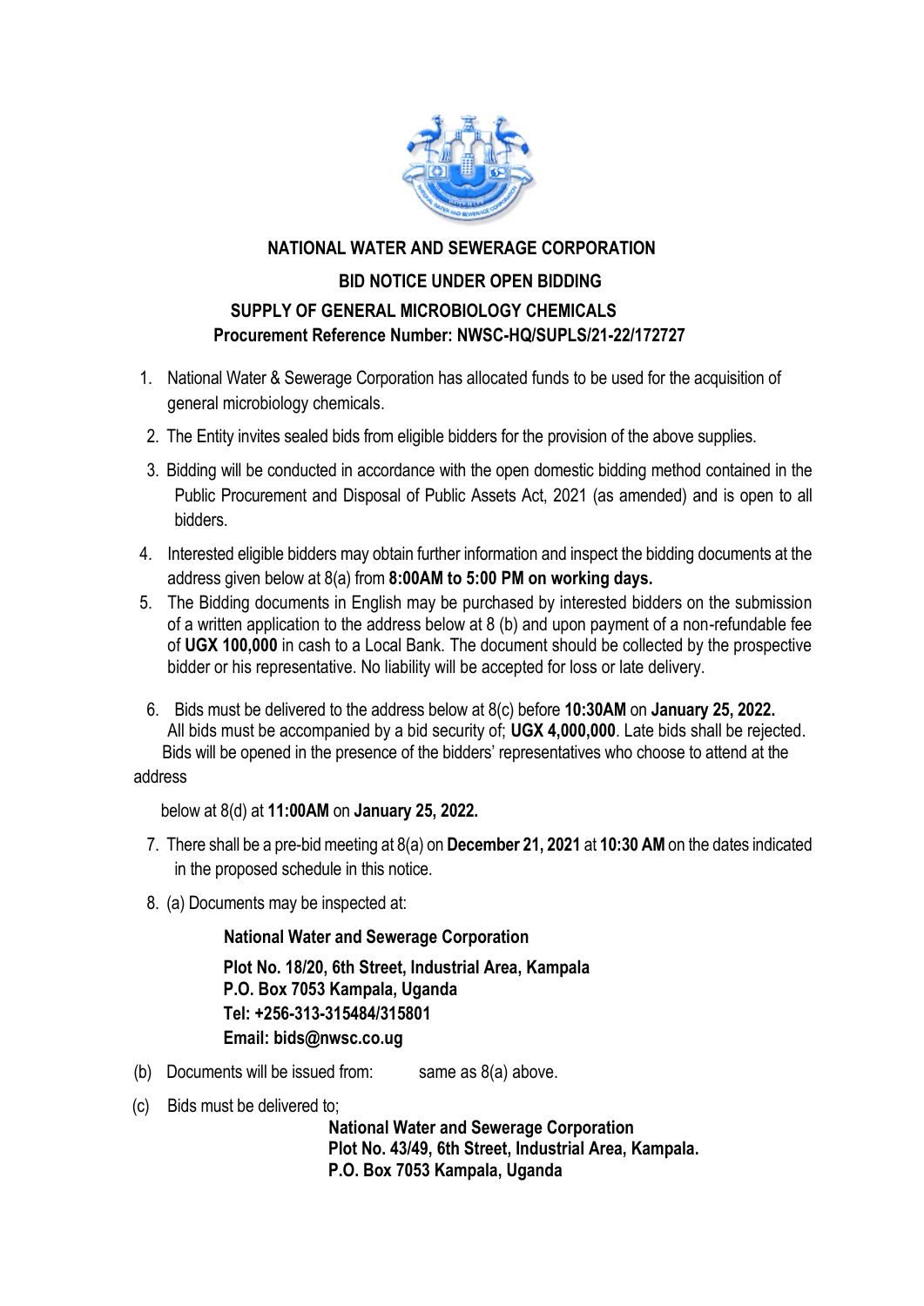# NATIONAL WATER AND SEWERAGE CORPORATION

## BID NOTICE UNDER OPEN BIDDING

### SUPPLY OF GENERAL MICROBIOLOGY CHEMICALS

**Procurement Reference Number: NWSC-HQ/SUPLS/21-22/172727**

1. National Water & Sewerage Corporation has allocated funds to be used for the acquisition of general microbiology chemicals.
2. The Entity invites sealed bids from eligible bidders for the provision of the above supplies.
3. Bidding will be conducted in accordance with the open domestic bidding method contained in the Public Procurement and Disposal of Public Assets Act, 2021 (as amended) and is open to all bidders.
4. Interested eligible bidders may obtain further information and inspect the bidding documents at the address given below at 8(a) from **8:00AM to 5:00 PM on working days.**
5. The Bidding documents in English may be purchased by interested bidders on the submission of a written application to the address below at 8 (b) and upon payment of a non-refundable fee of **UGX 100,000** in cash to a Local Bank. The document should be collected by the prospective bidder or his representative. No liability will be accepted for loss or late delivery.
6. Bids must be delivered to the address below at 8(c) before **10:30AM** on **January 25, 2022.** All bids must be accompanied by a bid security of; **UGX 4,000,000**. Late bids shall be rejected. Bids will be opened in the presence of the bidders' representatives who choose to attend at the address below at 8(d) at **11:00AM** on **January 25, 2022.**
7. There shall be a pre-bid meeting at 8(a) on **December 21, 2021** at **10:30 AM** on the dates indicated in the proposed schedule in this notice.
8. (a) Documents may be inspected at:

   **National Water and Sewerage Corporation**
   **Plot No. 18/20, 6th Street, Industrial Area, Kampala**
   **P.O. Box 7053 Kampala, Uganda**
   **Tel: +256-313-315484/315801**
   **Email: bids@nwsc.co.ug**

(b) Documents will be issued from: same as 8(a) above.

(c) Bids must be delivered to;

**National Water and Sewerage Corporation**
**Plot No. 43/49, 6th Street, Industrial Area, Kampala.**
**P.O. Box 7053 Kampala, Uganda**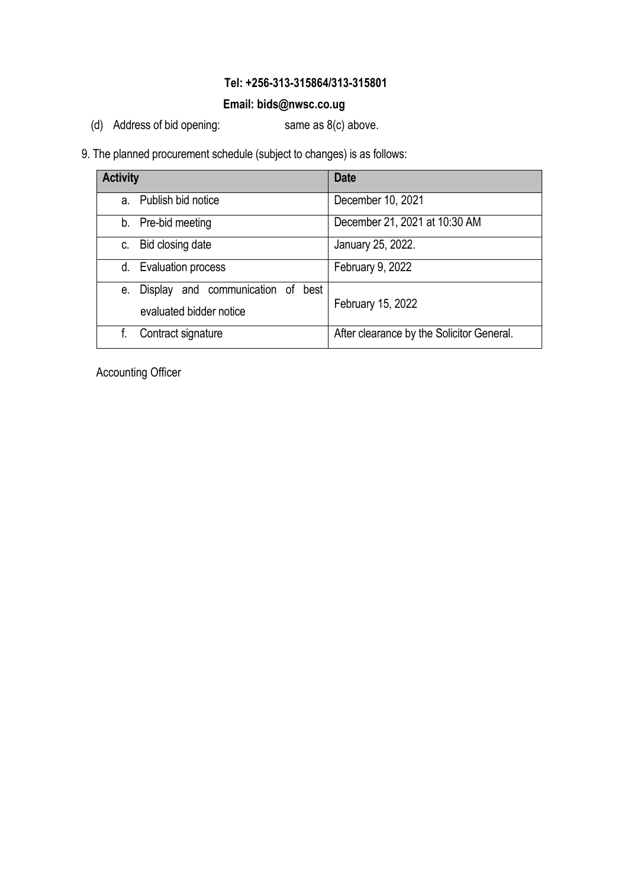**Tel: +256-313-315864/313-315801**

**Email: bids@nwsc.co.ug**

(d) Address of bid opening: same as 8(c) above.

9. The planned procurement schedule (subject to changes) is as follows:

| Activity | Date |
|---|---|
| a. Publish bid notice | December 10, 2021 |
| b. Pre-bid meeting | December 21, 2021 at 10:30 AM |
| c. Bid closing date | January 25, 2022. |
| d. Evaluation process | February 9, 2022 |
| e. Display and communication of best evaluated bidder notice | February 15, 2022 |
| f. Contract signature | After clearance by the Solicitor General. |

Accounting Officer